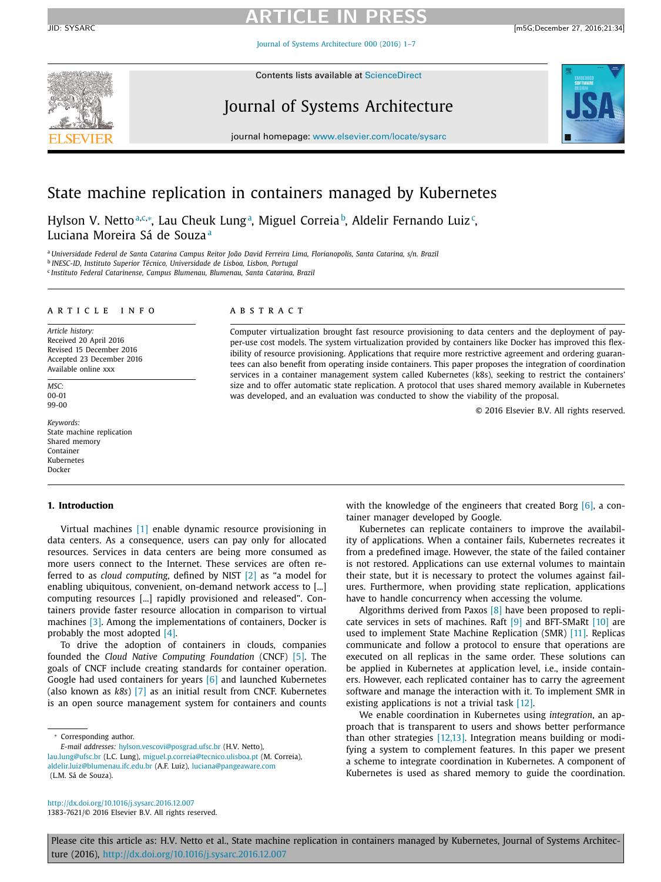# State machine replication in containers managed by Kubernetes

Hylson V. Netto[a,c,*], Lau Cheuk Lung[a], Miguel Correia[b], Aldelir Fernando Luiz[c], Luciana Moreira Sá de Souza[a]

[a] Universidade Federal de Santa Catarina Campus Reitor João David Ferreira Lima, Florianopolis, Santa Catarina, s/n. Brazil
[b] INESC-ID, Instituto Superior Técnico, Universidade de Lisboa, Lisbon, Portugal
[c] Instituto Federal Catarinense, Campus Blumenau, Blumenau, Santa Catarina, Brazil

## ARTICLE INFO

*Article history:*
Received 20 April 2016
Revised 15 December 2016
Accepted 23 December 2016
Available online xxx

*MSC:*
00-01
99-00

*Keywords:*
State machine replication
Shared memory
Container
Kubernetes
Docker

## ABSTRACT

Computer virtualization brought fast resource provisioning to data centers and the deployment of pay-per-use cost models. The system virtualization provided by containers like Docker has improved this flexibility of resource provisioning. Applications that require more restrictive agreement and ordering guarantees can also benefit from operating inside containers. This paper proposes the integration of coordination services in a container management system called Kubernetes (k8s), seeking to restrict the containers' size and to offer automatic state replication. A protocol that uses shared memory available in Kubernetes was developed, and an evaluation was conducted to show the viability of the proposal.

© 2016 Elsevier B.V. All rights reserved.

## 1. Introduction

Virtual machines [1] enable dynamic resource provisioning in data centers. As a consequence, users can pay only for allocated resources. Services in data centers are being more consumed as more users connect to the Internet. These services are often referred to as *cloud computing*, defined by NIST [2] as "a model for enabling ubiquitous, convenient, on-demand network access to [...] computing resources [...] rapidly provisioned and released". Containers provide faster resource allocation in comparison to virtual machines [3]. Among the implementations of containers, Docker is probably the most adopted [4].

To drive the adoption of containers in clouds, companies founded the *Cloud Native Computing Foundation* (CNCF) [5]. The goals of CNCF include creating standards for container operation. Google had used containers for years [6] and launched Kubernetes (also known as *k8s*) [7] as an initial result from CNCF. Kubernetes is an open source management system for containers and counts with the knowledge of the engineers that created Borg [6], a container manager developed by Google.

Kubernetes can replicate containers to improve the availability of applications. When a container fails, Kubernetes recreates it from a predefined image. However, the state of the failed container is not restored. Applications can use external volumes to maintain their state, but it is necessary to protect the volumes against failures. Furthermore, when providing state replication, applications have to handle concurrency when accessing the volume.

Algorithms derived from Paxos [8] have been proposed to replicate services in sets of machines. Raft [9] and BFT-SMaRt [10] are used to implement State Machine Replication (SMR) [11]. Replicas communicate and follow a protocol to ensure that operations are executed on all replicas in the same order. These solutions can be applied in Kubernetes at application level, i.e., inside containers. However, each replicated container has to carry the agreement software and manage the interaction with it. To implement SMR in existing applications is not a trivial task [12].

We enable coordination in Kubernetes using *integration*, an approach that is transparent to users and shows better performance than other strategies [12,13]. Integration means building or modifying a system to complement features. In this paper we present a scheme to integrate coordination in Kubernetes. A component of Kubernetes is used as shared memory to guide the coordination.

---

* Corresponding author.
*E-mail addresses:* hylson.vescovi@posgrad.ufsc.br (H.V. Netto), lau.lung@ufsc.br (L.C. Lung), miguel.p.correia@tecnico.ulisboa.pt (M. Correia), aldelir.luiz@blumenau.ifc.edu.br (A.F. Luiz), luciana@pangeaware.com (L.M. Sá de Souza).

http://dx.doi.org/10.1016/j.sysarc.2016.12.007
1383-7621/© 2016 Elsevier B.V. All rights reserved.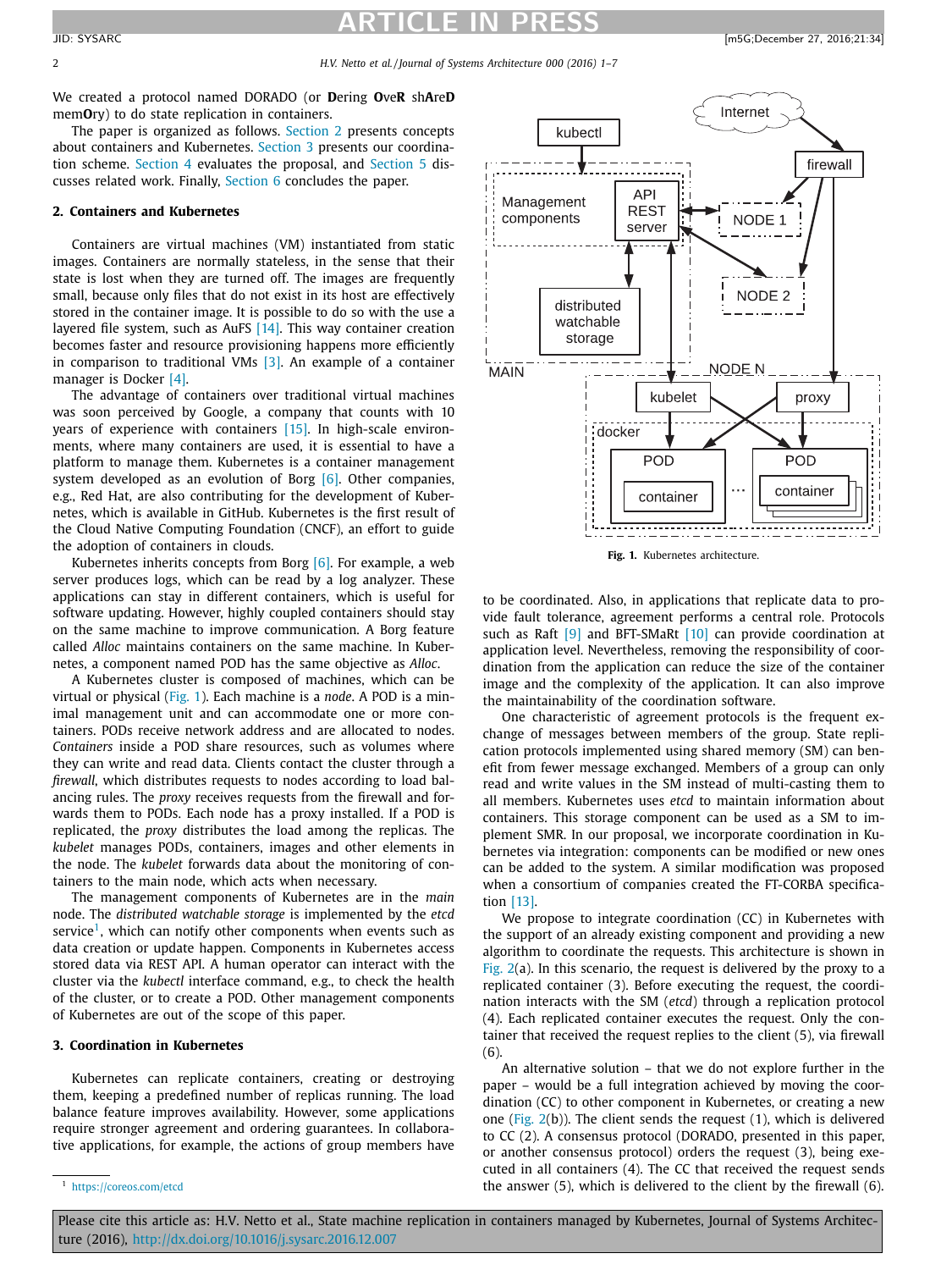We created a protocol named DORADO (or **D**ering **O**ve**R** sh**A**re**D** mem**O**ry) to do state replication in containers.

The paper is organized as follows. Section 2 presents concepts about containers and Kubernetes. Section 3 presents our coordination scheme. Section 4 evaluates the proposal, and Section 5 discusses related work. Finally, Section 6 concludes the paper.

## 2. Containers and Kubernetes

Containers are virtual machines (VM) instantiated from static images. Containers are normally stateless, in the sense that their state is lost when they are turned off. The images are frequently small, because only files that do not exist in its host are effectively stored in the container image. It is possible to do so with the use a layered file system, such as AuFS [14]. This way container creation becomes faster and resource provisioning happens more efficiently in comparison to traditional VMs [3]. An example of a container manager is Docker [4].

The advantage of containers over traditional virtual machines was soon perceived by Google, a company that counts with 10 years of experience with containers [15]. In high-scale environments, where many containers are used, it is essential to have a platform to manage them. Kubernetes is a container management system developed as an evolution of Borg [6]. Other companies, e.g., Red Hat, are also contributing for the development of Kubernetes, which is available in GitHub. Kubernetes is the first result of the Cloud Native Computing Foundation (CNCF), an effort to guide the adoption of containers in clouds.

Kubernetes inherits concepts from Borg [6]. For example, a web server produces logs, which can be read by a log analyzer. These applications can stay in different containers, which is useful for software updating. However, highly coupled containers should stay on the same machine to improve communication. A Borg feature called *Alloc* maintains containers on the same machine. In Kubernetes, a component named POD has the same objective as *Alloc*.

A Kubernetes cluster is composed of machines, which can be virtual or physical (Fig. 1). Each machine is a *node*. A POD is a minimal management unit and can accommodate one or more containers. PODs receive network address and are allocated to nodes. *Containers* inside a POD share resources, such as volumes where they can write and read data. Clients contact the cluster through a *firewall*, which distributes requests to nodes according to load balancing rules. The *proxy* receives requests from the firewall and forwards them to PODs. Each node has a proxy installed. If a POD is replicated, the *proxy* distributes the load among the replicas. The *kubelet* manages PODs, containers, images and other elements in the node. The *kubelet* forwards data about the monitoring of containers to the main node, which acts when necessary.

The management components of Kubernetes are in the *main* node. The *distributed watchable storage* is implemented by the *etcd* service[1], which can notify other components when events such as data creation or update happen. Components in Kubernetes access stored data via REST API. A human operator can interact with the cluster via the *kubectl* interface command, e.g., to check the health of the cluster, or to create a POD. Other management components of Kubernetes are out of the scope of this paper.

## 3. Coordination in Kubernetes

Kubernetes can replicate containers, creating or destroying them, keeping a predefined number of replicas running. The load balance feature improves availability. However, some applications require stronger agreement and ordering guarantees. In collaborative applications, for example, the actions of group members have to be coordinated. Also, in applications that replicate data to provide fault tolerance, agreement performs a central role. Protocols such as Raft [9] and BFT-SMaRt [10] can provide coordination at application level. Nevertheless, removing the responsibility of coordination from the application can reduce the size of the container image and the complexity of the application. It can also improve the maintainability of the coordination software.

**Fig. 1.** Kubernetes architecture.

One characteristic of agreement protocols is the frequent exchange of messages between members of the group. State replication protocols implemented using shared memory (SM) can benefit from fewer message exchanged. Members of a group can only read and write values in the SM instead of multi-casting them to all members. Kubernetes uses *etcd* to maintain information about containers. This storage component can be used as a SM to implement SMR. In our proposal, we incorporate coordination in Kubernetes via integration: components can be modified or new ones can be added to the system. A similar modification was proposed when a consortium of companies created the FT-CORBA specification [13].

We propose to integrate coordination (CC) in Kubernetes with the support of an already existing component and providing a new algorithm to coordinate the requests. This architecture is shown in Fig. 2(a). In this scenario, the request is delivered by the proxy to a replicated container (3). Before executing the request, the coordination interacts with the SM (*etcd*) through a replication protocol (4). Each replicated container executes the request. Only the container that received the request replies to the client (5), via firewall (6).

An alternative solution – that we do not explore further in the paper – would be a full integration achieved by moving the coordination (CC) to other component in Kubernetes, or creating a new one (Fig. 2(b)). The client sends the request (1), which is delivered to CC (2). A consensus protocol (DORADO, presented in this paper, or another consensus protocol) orders the request (3), being executed in all containers (4). The CC that received the request sends the answer (5), which is delivered to the client by the firewall (6).

[1] https://coreos.com/etcd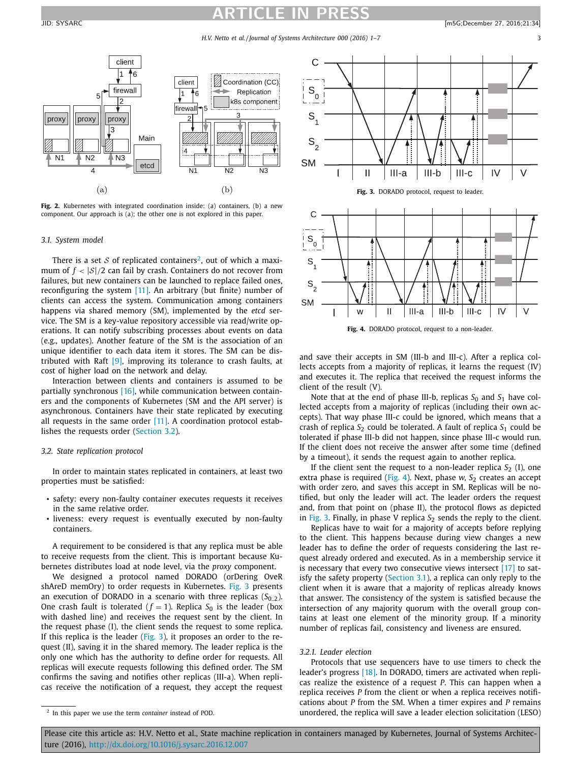Fig. 2. Kubernetes with integrated coordination inside: (a) containers, (b) a new component. Our approach is (a); the other one is not explored in this paper.

### 3.1. System model

There is a set $\mathcal{S}$ of replicated containers[2], out of which a maximum of $f < |\mathcal{S}|/2$ can fail by crash. Containers do not recover from failures, but new containers can be launched to replace failed ones, reconfiguring the system [11]. An arbitrary (but finite) number of clients can access the system. Communication among containers happens via shared memory (SM), implemented by the *etcd* service. The SM is a key-value repository accessible via read/write operations. It can notify subscribing processes about events on data (e.g., updates). Another feature of the SM is the association of an unique identifier to each data item it stores. The SM can be distributed with Raft [9], improving its tolerance to crash faults, at cost of higher load on the network and delay.

Interaction between clients and containers is assumed to be partially synchronous [16], while communication between containers and the components of Kubernetes (SM and the API server) is asynchronous. Containers have their state replicated by executing all requests in the same order [11]. A coordination protocol establishes the requests order (Section 3.2).

### 3.2. State replication protocol

In order to maintain states replicated in containers, at least two properties must be satisfied:

- safety: every non-faulty container executes requests it receives in the same relative order.
- liveness: every request is eventually executed by non-faulty containers.

A requirement to be considered is that any replica must be able to receive requests from the client. This is important because Kubernetes distributes load at node level, via the *proxy* component.

We designed a protocol named DORADO (orDering OveR shAReD memOry) to order requests in Kubernetes. Fig. 3 presents an execution of DORADO in a scenario with three replicas ($S_{0..2}$). One crash fault is tolerated ($f = 1$). Replica $S_0$ is the leader (box with dashed line) and receives the request sent by the client. In the request phase (I), the client sends the request to some replica. If this replica is the leader (Fig. 3), it proposes an order to the request (II), saving it in the shared memory. The leader replica is the only one which has the authority to define order for requests. All replicas will execute requests following this defined order. The SM confirms the saving and notifies other replicas (III-a). When replicas receive the notification of a request, they accept the request and save their accepts in SM (III-b and III-c). After a replica collects accepts from a majority of replicas, it learns the request (IV) and executes it. The replica that received the request informs the client of the result (V).

Fig. 3. DORADO protocol, request to leader.

Fig. 4. DORADO protocol, request to a non-leader.

Note that at the end of phase III-b, replicas $S_0$ and $S_1$ have collected accepts from a majority of replicas (including their own accepts). That way phase III-c could be ignored, which means that a crash of replica $S_2$ could be tolerated. A fault of replica $S_1$ could be tolerated if phase III-b did not happen, since phase III-c would run. If the client does not receive the answer after some time (defined by a timeout), it sends the request again to another replica.

If the client sent the request to a non-leader replica $S_2$ (I), one extra phase is required (Fig. 4). Next, phase *w*, $S_2$ creates an accept with order zero, and saves this accept in SM. Replicas will be notified, but only the leader will act. The leader orders the request and, from that point on (phase II), the protocol flows as depicted in Fig. 3. Finally, in phase V replica $S_2$ sends the reply to the client.

Replicas have to wait for a majority of accepts before replying to the client. This happens because during view changes a new leader has to define the order of requests considering the last request already ordered and executed. As in a membership service it is necessary that every two consecutive views intersect [17] to satisfy the safety property (Section 3.1), a replica can only reply to the client when it is aware that a majority of replicas already knows that answer. The consistency of the system is satisfied because the intersection of any majority quorum with the overall group contains at least one element of the minority group. If a minority number of replicas fail, consistency and liveness are ensured.

#### 3.2.1. Leader election

Protocols that use sequencers have to use timers to check the leader's progress [18]. In DORADO, timers are activated when replicas realize the existence of a request *P*. This can happen when a replica receives *P* from the client or when a replica receives notifications about *P* from the SM. When a timer expires and *P* remains unordered, the replica will save a leader election solicitation (LESO)

[2] In this paper we use the term *container* instead of POD.

Please cite this article as: H.V. Netto et al., State machine replication in containers managed by Kubernetes, Journal of Systems Architecture (2016), http://dx.doi.org/10.1016/j.sysarc.2016.12.007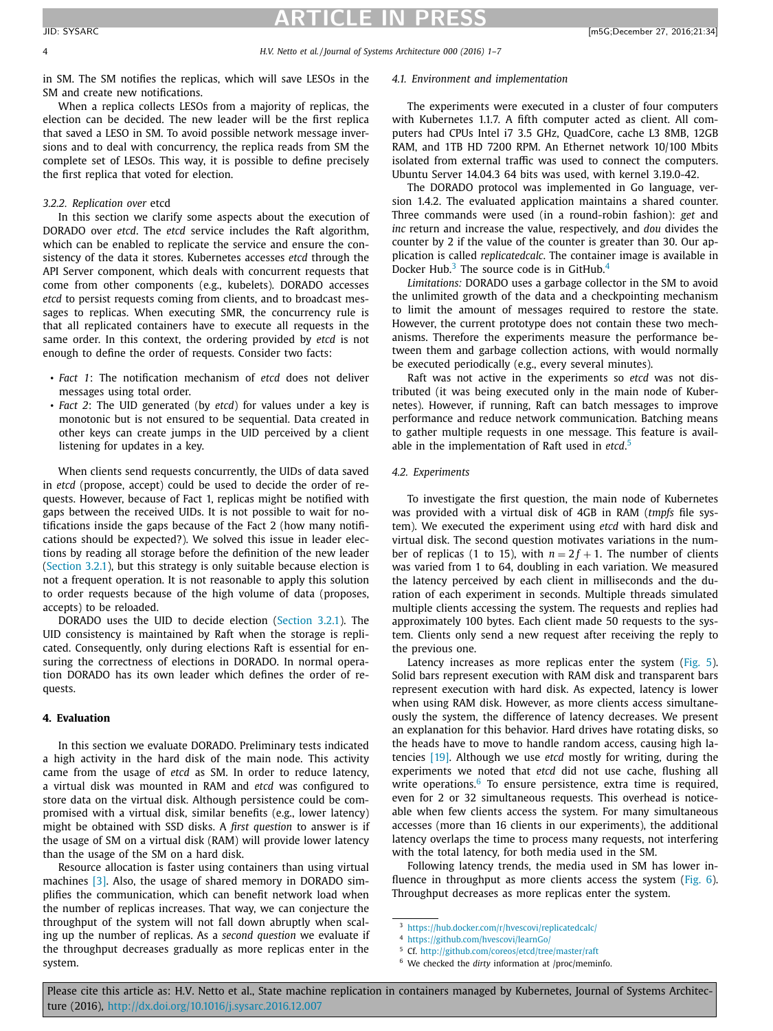in SM. The SM notifies the replicas, which will save LESOs in the SM and create new notifications.

When a replica collects LESOs from a majority of replicas, the election can be decided. The new leader will be the first replica that saved a LESO in SM. To avoid possible network message inversions and to deal with concurrency, the replica reads from SM the complete set of LESOs. This way, it is possible to define precisely the first replica that voted for election.

#### 3.2.2. Replication over *etcd*

In this section we clarify some aspects about the execution of DORADO over *etcd*. The *etcd* service includes the Raft algorithm, which can be enabled to replicate the service and ensure the consistency of the data it stores. Kubernetes accesses *etcd* through the API Server component, which deals with concurrent requests that come from other components (e.g., kubelets). DORADO accesses *etcd* to persist requests coming from clients, and to broadcast messages to replicas. When executing SMR, the concurrency rule is that all replicated containers have to execute all requests in the same order. In this context, the ordering provided by *etcd* is not enough to define the order of requests. Consider two facts:

- *Fact 1*: The notification mechanism of *etcd* does not deliver messages using total order.
- *Fact 2*: The UID generated (by *etcd*) for values under a key is monotonic but is not ensured to be sequential. Data created in other keys can create jumps in the UID perceived by a client listening for updates in a key.

When clients send requests concurrently, the UIDs of data saved in *etcd* (propose, accept) could be used to decide the order of requests. However, because of Fact 1, replicas might be notified with gaps between the received UIDs. It is not possible to wait for notifications inside the gaps because of the Fact 2 (how many notifications should be expected?). We solved this issue in leader elections by reading all storage before the definition of the new leader (Section 3.2.1), but this strategy is only suitable because election is not a frequent operation. It is not reasonable to apply this solution to order requests because of the high volume of data (proposes, accepts) to be reloaded.

DORADO uses the UID to decide election (Section 3.2.1). The UID consistency is maintained by Raft when the storage is replicated. Consequently, only during elections Raft is essential for ensuring the correctness of elections in DORADO. In normal operation DORADO has its own leader which defines the order of requests.

## 4. Evaluation

In this section we evaluate DORADO. Preliminary tests indicated a high activity in the hard disk of the main node. This activity came from the usage of *etcd* as SM. In order to reduce latency, a virtual disk was mounted in RAM and *etcd* was configured to store data on the virtual disk. Although persistence could be compromised with a virtual disk, similar benefits (e.g., lower latency) might be obtained with SSD disks. A *first question* to answer is if the usage of SM on a virtual disk (RAM) will provide lower latency than the usage of the SM on a hard disk.

Resource allocation is faster using containers than using virtual machines [3]. Also, the usage of shared memory in DORADO simplifies the communication, which can benefit network load when the number of replicas increases. That way, we can conjecture the throughput of the system will not fall down abruptly when scaling up the number of replicas. As a *second question* we evaluate if the throughput decreases gradually as more replicas enter in the system.

### 4.1. Environment and implementation

The experiments were executed in a cluster of four computers with Kubernetes 1.1.7. A fifth computer acted as client. All computers had CPUs Intel i7 3.5 GHz, QuadCore, cache L3 8MB, 12GB RAM, and 1TB HD 7200 RPM. An Ethernet network 10/100 Mbits isolated from external traffic was used to connect the computers. Ubuntu Server 14.04.3 64 bits was used, with kernel 3.19.0-42.

The DORADO protocol was implemented in Go language, version 1.4.2. The evaluated application maintains a shared counter. Three commands were used (in a round-robin fashion): *get* and *inc* return and increase the value, respectively, and *dou* divides the counter by 2 if the value of the counter is greater than 30. Our application is called *replicatedcalc*. The container image is available in Docker Hub.[3] The source code is in GitHub.[4]

*Limitations:* DORADO uses a garbage collector in the SM to avoid the unlimited growth of the data and a checkpointing mechanism to limit the amount of messages required to restore the state. However, the current prototype does not contain these two mechanisms. Therefore the experiments measure the performance between them and garbage collection actions, with would normally be executed periodically (e.g., every several minutes).

Raft was not active in the experiments so *etcd* was not distributed (it was being executed only in the main node of Kubernetes). However, if running, Raft can batch messages to improve performance and reduce network communication. Batching means to gather multiple requests in one message. This feature is available in the implementation of Raft used in *etcd*.[5]

### 4.2. Experiments

To investigate the first question, the main node of Kubernetes was provided with a virtual disk of 4GB in RAM (*tmpfs* file system). We executed the experiment using *etcd* with hard disk and virtual disk. The second question motivates variations in the number of replicas (1 to 15), with $n = 2f + 1$. The number of clients was varied from 1 to 64, doubling in each variation. We measured the latency perceived by each client in milliseconds and the duration of each experiment in seconds. Multiple threads simulated multiple clients accessing the system. The requests and replies had approximately 100 bytes. Each client made 50 requests to the system. Clients only send a new request after receiving the reply to the previous one.

Latency increases as more replicas enter the system (Fig. 5). Solid bars represent execution with RAM disk and transparent bars represent execution with hard disk. As expected, latency is lower when using RAM disk. However, as more clients access simultaneously the system, the difference of latency decreases. We present an explanation for this behavior. Hard drives have rotating disks, so the heads have to move to handle random access, causing high latencies [19]. Although we use *etcd* mostly for writing, during the experiments we noted that *etcd* did not use cache, flushing all write operations.[6] To ensure persistence, extra time is required, even for 2 or 32 simultaneous requests. This overhead is noticeable when few clients access the system. For many simultaneous accesses (more than 16 clients in our experiments), the additional latency overlaps the time to process many requests, not interfering with the total latency, for both media used in the SM.

Following latency trends, the media used in SM has lower influence in throughput as more clients access the system (Fig. 6). Throughput decreases as more replicas enter the system.

---

[3] https://hub.docker.com/r/hvescovi/replicatedcalc/

[4] https://github.com/hvescovi/learnGo/

[5] Cf. http://github.com/coreos/etcd/tree/master/raft

[6] We checked the *dirty* information at /proc/meminfo.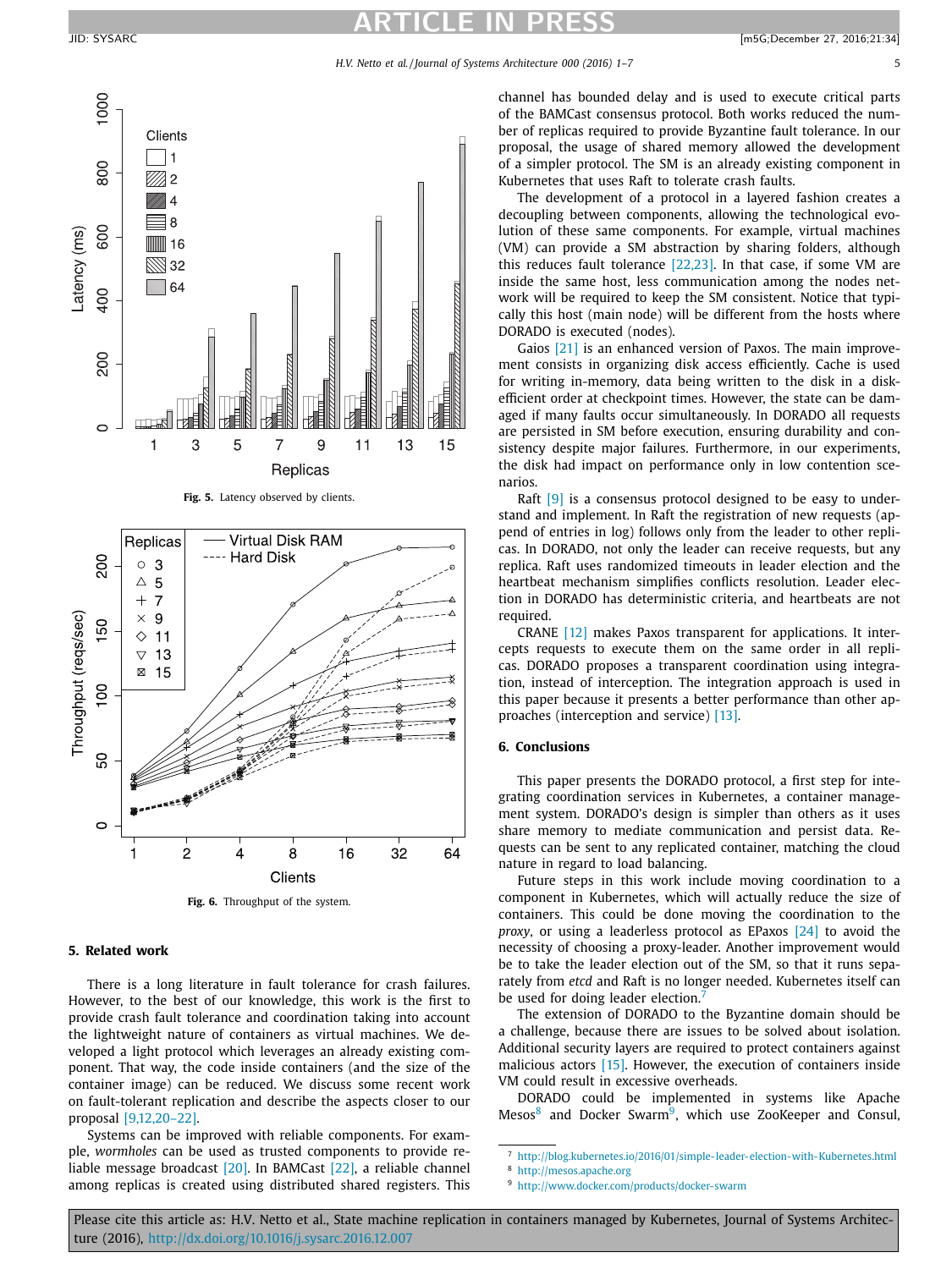Fig. 5. Latency observed by clients.

Fig. 6. Throughput of the system.

## 5. Related work

There is a long literature in fault tolerance for crash failures. However, to the best of our knowledge, this work is the first to provide crash fault tolerance and coordination taking into account the lightweight nature of containers as virtual machines. We developed a light protocol which leverages an already existing component. That way, the code inside containers (and the size of the container image) can be reduced. We discuss some recent work on fault-tolerant replication and describe the aspects closer to our proposal [9,12,20–22].

Systems can be improved with reliable components. For example, *wormholes* can be used as trusted components to provide reliable message broadcast [20]. In BAMCast [22], a reliable channel among replicas is created using distributed shared registers. This channel has bounded delay and is used to execute critical parts of the BAMCast consensus protocol. Both works reduced the number of replicas required to provide Byzantine fault tolerance. In our proposal, the usage of shared memory allowed the development of a simpler protocol. The SM is an already existing component in Kubernetes that uses Raft to tolerate crash faults.

The development of a protocol in a layered fashion creates a decoupling between components, allowing the technological evolution of these same components. For example, virtual machines (VM) can provide a SM abstraction by sharing folders, although this reduces fault tolerance [22,23]. In that case, if some VM are inside the same host, less communication among the nodes network will be required to keep the SM consistent. Notice that typically this host (main node) will be different from the hosts where DORADO is executed (nodes).

Gaios [21] is an enhanced version of Paxos. The main improvement consists in organizing disk access efficiently. Cache is used for writing in-memory, data being written to the disk in a disk-efficient order at checkpoint times. However, the state can be damaged if many faults occur simultaneously. In DORADO all requests are persisted in SM before execution, ensuring durability and consistency despite major failures. Furthermore, in our experiments, the disk had impact on performance only in low contention scenarios.

Raft [9] is a consensus protocol designed to be easy to understand and implement. In Raft the registration of new requests (append of entries in log) follows only from the leader to other replicas. In DORADO, not only the leader can receive requests, but any replica. Raft uses randomized timeouts in leader election and the heartbeat mechanism simplifies conflicts resolution. Leader election in DORADO has deterministic criteria, and heartbeats are not required.

CRANE [12] makes Paxos transparent for applications. It intercepts requests to execute them on the same order in all replicas. DORADO proposes a transparent coordination using integration, instead of interception. The integration approach is used in this paper because it presents a better performance than other approaches (interception and service) [13].

## 6. Conclusions

This paper presents the DORADO protocol, a first step for integrating coordination services in Kubernetes, a container management system. DORADO's design is simpler than others as it uses share memory to mediate communication and persist data. Requests can be sent to any replicated container, matching the cloud nature in regard to load balancing.

Future steps in this work include moving coordination to a component in Kubernetes, which will actually reduce the size of containers. This could be done moving the coordination to the *proxy*, or using a leaderless protocol as EPaxos [24] to avoid the necessity of choosing a proxy-leader. Another improvement would be to take the leader election out of the SM, so that it runs separately from *etcd* and Raft is no longer needed. Kubernetes itself can be used for doing leader election.[7]

The extension of DORADO to the Byzantine domain should be a challenge, because there are issues to be solved about isolation. Additional security layers are required to protect containers against malicious actors [15]. However, the execution of containers inside VM could result in excessive overheads.

DORADO could be implemented in systems like Apache Mesos[8] and Docker Swarm[9], which use ZooKeeper and Consul,

[7] http://blog.kubernetes.io/2016/01/simple-leader-election-with-Kubernetes.html

[8] http://mesos.apache.org

[9] http://www.docker.com/products/docker-swarm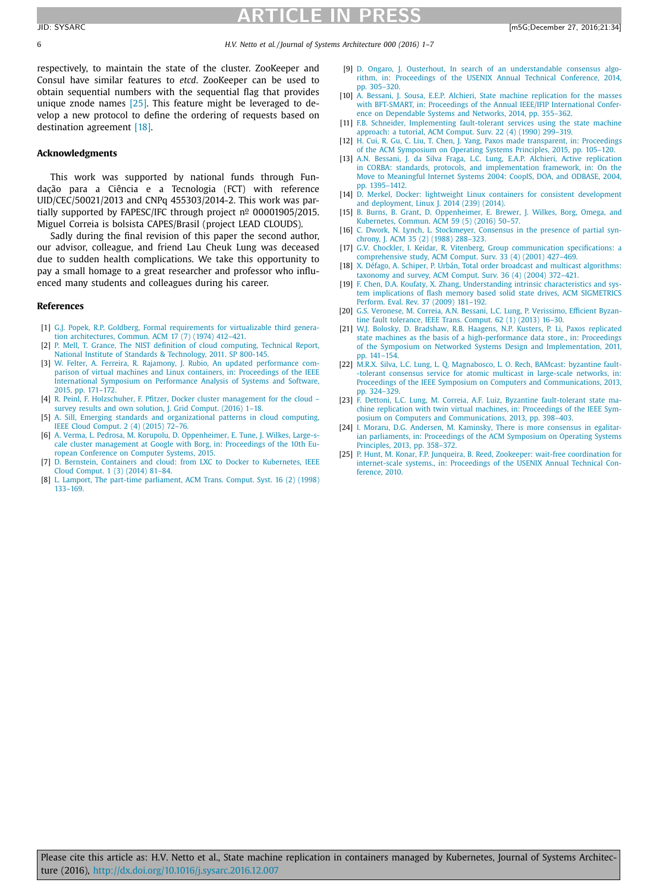respectively, to maintain the state of the cluster. ZooKeeper and Consul have similar features to *etcd*. ZooKeeper can be used to obtain sequential numbers with the sequential flag that provides unique znode names [25]. This feature might be leveraged to develop a new protocol to define the ordering of requests based on destination agreement [18].

## Acknowledgments

This work was supported by national funds through Fundação para a Ciência e a Tecnologia (FCT) with reference UID/CEC/50021/2013 and CNPq 455303/2014-2. This work was partially supported by FAPESC/IFC through project nº 00001905/2015. Miguel Correia is bolsista CAPES/Brasil (project LEAD CLOUDS).

Sadly during the final revision of this paper the second author, our advisor, colleague, and friend Lau Cheuk Lung was deceased due to sudden health complications. We take this opportunity to pay a small homage to a great researcher and professor who influenced many students and colleagues during his career.

## References

[1] G.J. Popek, R.P. Goldberg, Formal requirements for virtualizable third generation architectures, Commun. ACM 17 (7) (1974) 412–421.

[2] P. Mell, T. Grance, The NIST definition of cloud computing, Technical Report, National Institute of Standards & Technology, 2011. SP 800-145.

[3] W. Felter, A. Ferreira, R. Rajamony, J. Rubio, An updated performance comparison of virtual machines and Linux containers, in: Proceedings of the IEEE International Symposium on Performance Analysis of Systems and Software, 2015, pp. 171–172.

[4] R. Peinl, F. Holzschuher, F. Pfitzer, Docker cluster management for the cloud – survey results and own solution, J. Grid Comput. (2016) 1–18.

[5] A. Sill, Emerging standards and organizational patterns in cloud computing, IEEE Cloud Comput. 2 (4) (2015) 72–76.

[6] A. Verma, L. Pedrosa, M. Korupolu, D. Oppenheimer, E. Tune, J. Wilkes, Large-scale cluster management at Google with Borg, in: Proceedings of the 10th European Conference on Computer Systems, 2015.

[7] D. Bernstein, Containers and cloud: from LXC to Docker to Kubernetes, IEEE Cloud Comput. 1 (3) (2014) 81–84.

[8] L. Lamport, The part-time parliament, ACM Trans. Comput. Syst. 16 (2) (1998) 133–169.

[9] D. Ongaro, J. Ousterhout, In search of an understandable consensus algorithm, in: Proceedings of the USENIX Annual Technical Conference, 2014, pp. 305–320.

[10] A. Bessani, J. Sousa, E.E.P. Alchieri, State machine replication for the masses with BFT-SMART, in: Proceedings of the Annual IEEE/IFIP International Conference on Dependable Systems and Networks, 2014, pp. 355–362.

[11] F.B. Schneider, Implementing fault-tolerant services using the state machine approach: a tutorial, ACM Comput. Surv. 22 (4) (1990) 299–319.

[12] H. Cui, R. Gu, C. Liu, T. Chen, J. Yang, Paxos made transparent, in: Proceedings of the ACM Symposium on Operating Systems Principles, 2015, pp. 105–120.

[13] A.N. Bessani, J. da Silva Fraga, L.C. Lung, E.A.P. Alchieri, Active replication in CORBA: standards, protocols, and implementation framework, in: On the Move to Meaningful Internet Systems 2004: CoopIS, DOA, and ODBASE, 2004, pp. 1395–1412.

[14] D. Merkel, Docker: lightweight Linux containers for consistent development and deployment, Linux J. 2014 (239) (2014).

[15] B. Burns, B. Grant, D. Oppenheimer, E. Brewer, J. Wilkes, Borg, Omega, and Kubernetes, Commun. ACM 59 (5) (2016) 50–57.

[16] C. Dwork, N. Lynch, L. Stockmeyer, Consensus in the presence of partial synchrony, J. ACM 35 (2) (1988) 288–323.

[17] G.V. Chockler, I. Keidar, R. Vitenberg, Group communication specifications: a comprehensive study, ACM Comput. Surv. 33 (4) (2001) 427–469.

[18] X. Défago, A. Schiper, P. Urbán, Total order broadcast and multicast algorithms: taxonomy and survey, ACM Comput. Surv. 36 (4) (2004) 372–421.

[19] F. Chen, D.A. Koufaty, X. Zhang, Understanding intrinsic characteristics and system implications of flash memory based solid state drives, ACM SIGMETRICS Perform. Eval. Rev. 37 (2009) 181–192.

[20] G.S. Veronese, M. Correia, A.N. Bessani, L.C. Lung, P. Verissimo, Efficient Byzantine fault tolerance, IEEE Trans. Comput. 62 (1) (2013) 16–30.

[21] W.J. Bolosky, D. Bradshaw, R.B. Haagens, N.P. Kusters, P. Li, Paxos replicated state machines as the basis of a high-performance data store., in: Proceedings of the Symposium on Networked Systems Design and Implementation, 2011, pp. 141–154.

[22] M.R.X. Silva, L.C. Lung, L. Q. Magnabosco, L. O. Rech, BAMcast: byzantine fault--tolerant consensus service for atomic multicast in large-scale networks, in: Proceedings of the IEEE Symposium on Computers and Communications, 2013, pp. 324–329.

[23] F. Dettoni, L.C. Lung, M. Correia, A.F. Luiz, Byzantine fault-tolerant state machine replication with twin virtual machines, in: Proceedings of the IEEE Symposium on Computers and Communications, 2013, pp. 398–403.

[24] I. Moraru, D.G. Andersen, M. Kaminsky, There is more consensus in egalitarian parliaments, in: Proceedings of the ACM Symposium on Operating Systems Principles, 2013, pp. 358–372.

[25] P. Hunt, M. Konar, F.P. Junqueira, B. Reed, Zookeeper: wait-free coordination for internet-scale systems., in: Proceedings of the USENIX Annual Technical Conference, 2010.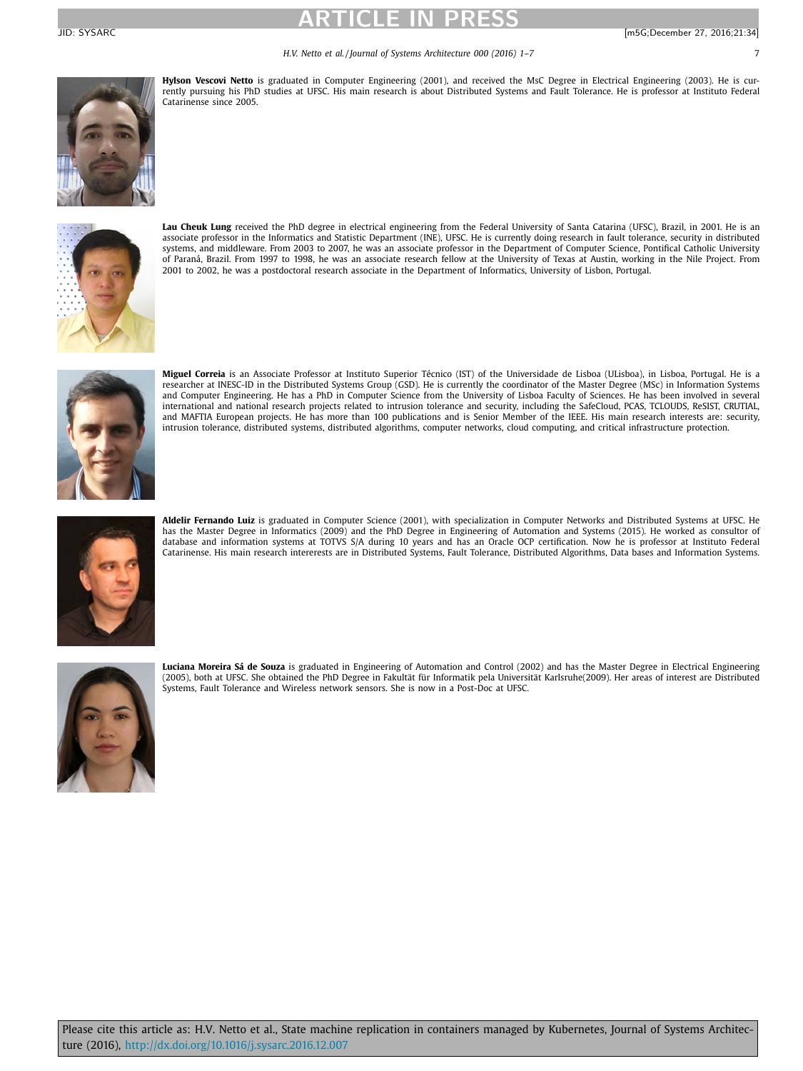**Hylson Vescovi Netto** is graduated in Computer Engineering (2001), and received the MsC Degree in Electrical Engineering (2003). He is currently pursuing his PhD studies at UFSC. His main research is about Distributed Systems and Fault Tolerance. He is professor at Instituto Federal Catarinense since 2005.

**Lau Cheuk Lung** received the PhD degree in electrical engineering from the Federal University of Santa Catarina (UFSC), Brazil, in 2001. He is an associate professor in the Informatics and Statistic Department (INE), UFSC. He is currently doing research in fault tolerance, security in distributed systems, and middleware. From 2003 to 2007, he was an associate professor in the Department of Computer Science, Pontifical Catholic University of Paraná, Brazil. From 1997 to 1998, he was an associate research fellow at the University of Texas at Austin, working in the Nile Project. From 2001 to 2002, he was a postdoctoral research associate in the Department of Informatics, University of Lisbon, Portugal.

**Miguel Correia** is an Associate Professor at Instituto Superior Técnico (IST) of the Universidade de Lisboa (ULisboa), in Lisboa, Portugal. He is a researcher at INESC-ID in the Distributed Systems Group (GSD). He is currently the coordinator of the Master Degree (MSc) in Information Systems and Computer Engineering. He has a PhD in Computer Science from the University of Lisboa Faculty of Sciences. He has been involved in several international and national research projects related to intrusion tolerance and security, including the SafeCloud, PCAS, TCLOUDS, ReSIST, CRUTIAL, and MAFTIA European projects. He has more than 100 publications and is Senior Member of the IEEE. His main research interests are: security, intrusion tolerance, distributed systems, distributed algorithms, computer networks, cloud computing, and critical infrastructure protection.

**Aldelir Fernando Luiz** is graduated in Computer Science (2001), with specialization in Computer Networks and Distributed Systems at UFSC. He has the Master Degree in Informatics (2009) and the PhD Degree in Engineering of Automation and Systems (2015). He worked as consultor of database and information systems at TOTVS S/A during 10 years and has an Oracle OCP certification. Now he is professor at Instituto Federal Catarinense. His main research intererests are in Distributed Systems, Fault Tolerance, Distributed Algorithms, Data bases and Information Systems.

**Luciana Moreira Sá de Souza** is graduated in Engineering of Automation and Control (2002) and has the Master Degree in Electrical Engineering (2005), both at UFSC. She obtained the PhD Degree in Fakultät für Informatik pela Universität Karlsruhe(2009). Her areas of interest are Distributed Systems, Fault Tolerance and Wireless network sensors. She is now in a Post-Doc at UFSC.